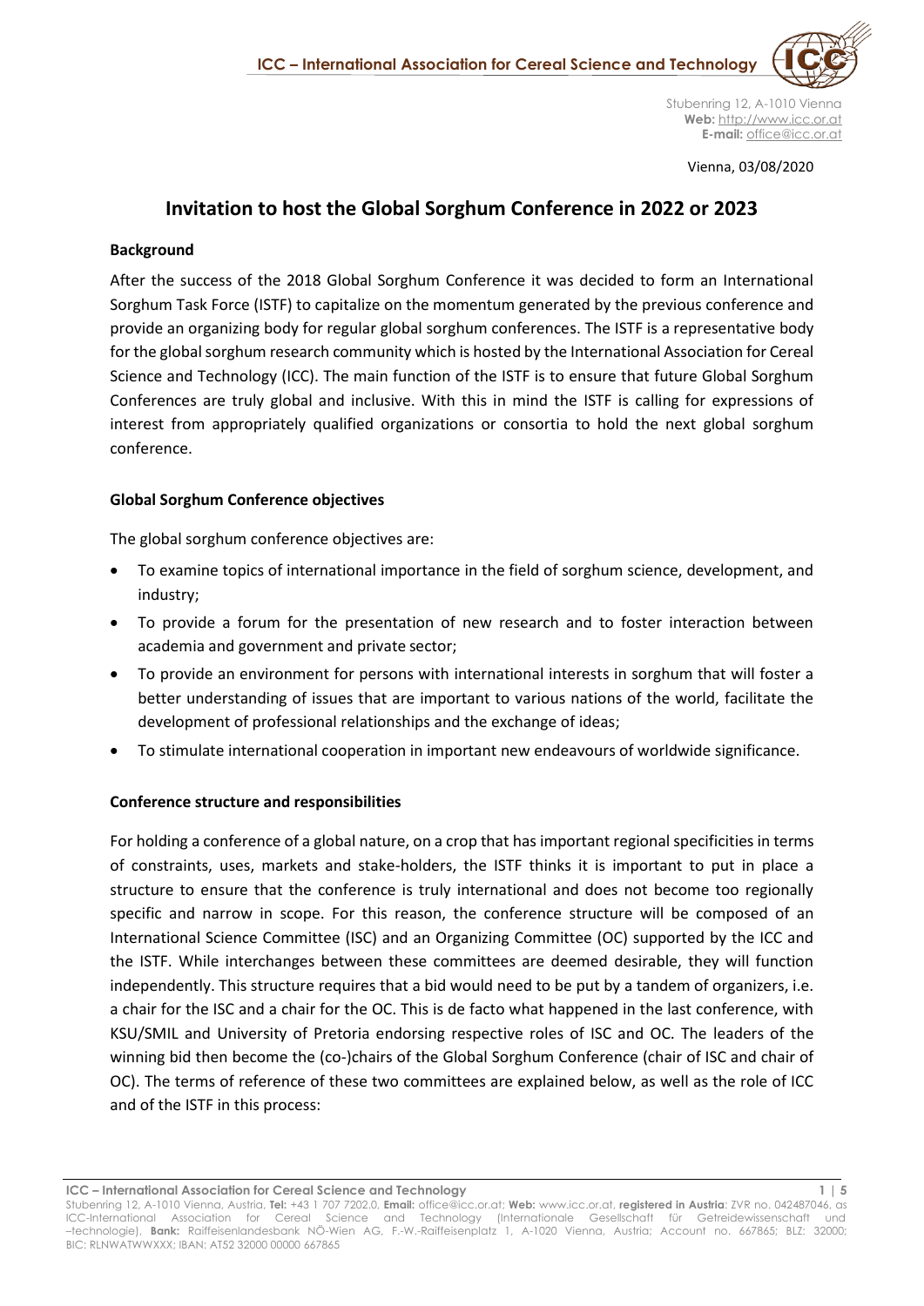Stubenring 12, A-1010 Vienna
**Web:** http://www.icc.or.at
**E-mail:** office@icc.or.at

Vienna, 03/08/2020

# Invitation to host the Global Sorghum Conference in 2022 or 2023

### Background

After the success of the 2018 Global Sorghum Conference it was decided to form an International Sorghum Task Force (ISTF) to capitalize on the momentum generated by the previous conference and provide an organizing body for regular global sorghum conferences. The ISTF is a representative body for the global sorghum research community which is hosted by the International Association for Cereal Science and Technology (ICC). The main function of the ISTF is to ensure that future Global Sorghum Conferences are truly global and inclusive. With this in mind the ISTF is calling for expressions of interest from appropriately qualified organizations or consortia to hold the next global sorghum conference.

### Global Sorghum Conference objectives

The global sorghum conference objectives are:

- To examine topics of international importance in the field of sorghum science, development, and industry;
- To provide a forum for the presentation of new research and to foster interaction between academia and government and private sector;
- To provide an environment for persons with international interests in sorghum that will foster a better understanding of issues that are important to various nations of the world, facilitate the development of professional relationships and the exchange of ideas;
- To stimulate international cooperation in important new endeavours of worldwide significance.

### Conference structure and responsibilities

For holding a conference of a global nature, on a crop that has important regional specificities in terms of constraints, uses, markets and stake-holders, the ISTF thinks it is important to put in place a structure to ensure that the conference is truly international and does not become too regionally specific and narrow in scope. For this reason, the conference structure will be composed of an International Science Committee (ISC) and an Organizing Committee (OC) supported by the ICC and the ISTF. While interchanges between these committees are deemed desirable, they will function independently. This structure requires that a bid would need to be put by a tandem of organizers, i.e. a chair for the ISC and a chair for the OC. This is de facto what happened in the last conference, with KSU/SMIL and University of Pretoria endorsing respective roles of ISC and OC. The leaders of the winning bid then become the (co-)chairs of the Global Sorghum Conference (chair of ISC and chair of OC). The terms of reference of these two committees are explained below, as well as the role of ICC and of the ISTF in this process: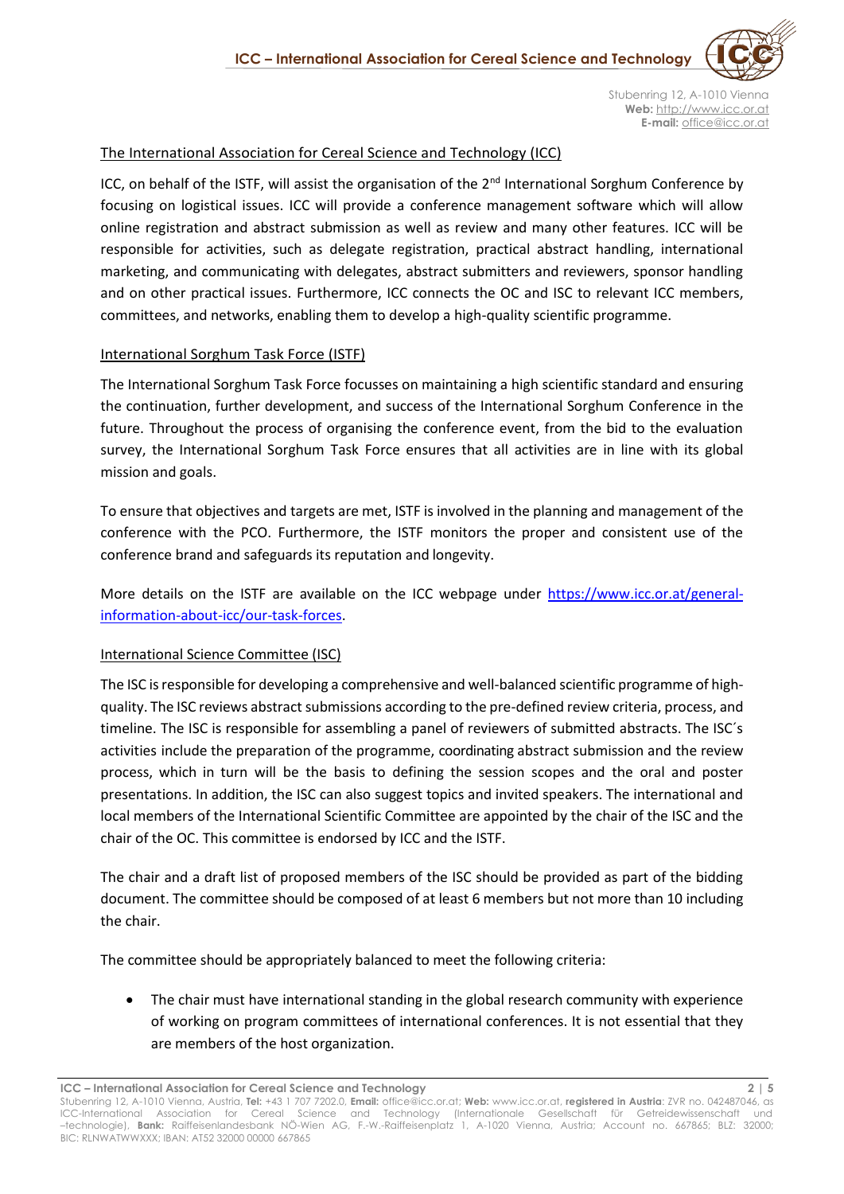## The International Association for Cereal Science and Technology (ICC)

ICC, on behalf of the ISTF, will assist the organisation of the 2nd International Sorghum Conference by focusing on logistical issues. ICC will provide a conference management software which will allow online registration and abstract submission as well as review and many other features. ICC will be responsible for activities, such as delegate registration, practical abstract handling, international marketing, and communicating with delegates, abstract submitters and reviewers, sponsor handling and on other practical issues. Furthermore, ICC connects the OC and ISC to relevant ICC members, committees, and networks, enabling them to develop a high-quality scientific programme.

## International Sorghum Task Force (ISTF)

The International Sorghum Task Force focusses on maintaining a high scientific standard and ensuring the continuation, further development, and success of the International Sorghum Conference in the future. Throughout the process of organising the conference event, from the bid to the evaluation survey, the International Sorghum Task Force ensures that all activities are in line with its global mission and goals.

To ensure that objectives and targets are met, ISTF is involved in the planning and management of the conference with the PCO. Furthermore, the ISTF monitors the proper and consistent use of the conference brand and safeguards its reputation and longevity.

More details on the ISTF are available on the ICC webpage under [https://www.icc.or.at/general-information-about-icc/our-task-forces](https://www.icc.or.at/general-information-about-icc/our-task-forces).

## International Science Committee (ISC)

The ISC is responsible for developing a comprehensive and well-balanced scientific programme of high-quality. The ISC reviews abstract submissions according to the pre-defined review criteria, process, and timeline. The ISC is responsible for assembling a panel of reviewers of submitted abstracts. The ISC´s activities include the preparation of the programme, coordinating abstract submission and the review process, which in turn will be the basis to defining the session scopes and the oral and poster presentations. In addition, the ISC can also suggest topics and invited speakers. The international and local members of the International Scientific Committee are appointed by the chair of the ISC and the chair of the OC. This committee is endorsed by ICC and the ISTF.

The chair and a draft list of proposed members of the ISC should be provided as part of the bidding document. The committee should be composed of at least 6 members but not more than 10 including the chair.

The committee should be appropriately balanced to meet the following criteria:

- The chair must have international standing in the global research community with experience of working on program committees of international conferences. It is not essential that they are members of the host organization.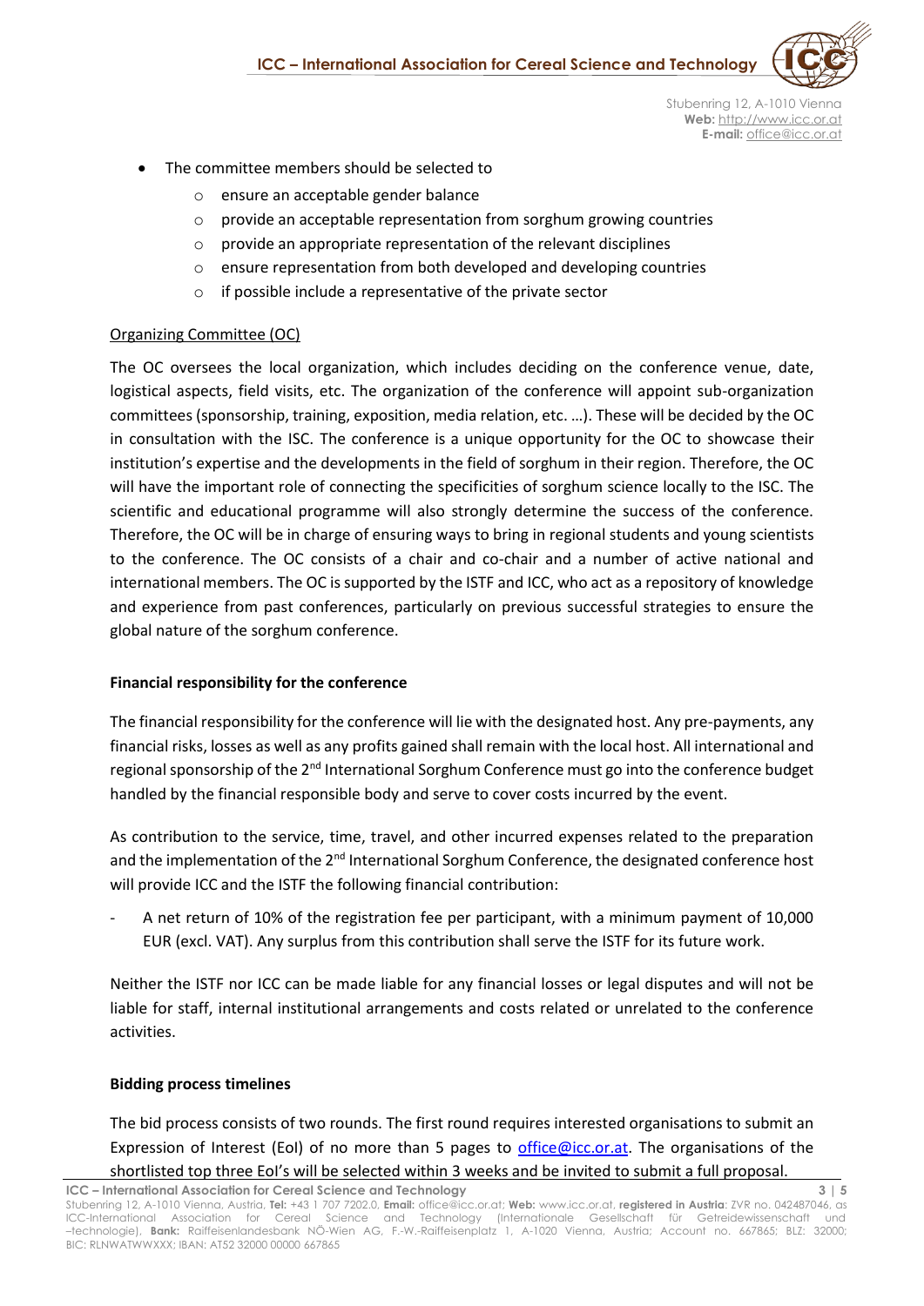- The committee members should be selected to
  - ensure an acceptable gender balance
  - provide an acceptable representation from sorghum growing countries
  - provide an appropriate representation of the relevant disciplines
  - ensure representation from both developed and developing countries
  - if possible include a representative of the private sector

Organizing Committee (OC)

The OC oversees the local organization, which includes deciding on the conference venue, date, logistical aspects, field visits, etc. The organization of the conference will appoint sub-organization committees (sponsorship, training, exposition, media relation, etc. …). These will be decided by the OC in consultation with the ISC. The conference is a unique opportunity for the OC to showcase their institution's expertise and the developments in the field of sorghum in their region. Therefore, the OC will have the important role of connecting the specificities of sorghum science locally to the ISC. The scientific and educational programme will also strongly determine the success of the conference. Therefore, the OC will be in charge of ensuring ways to bring in regional students and young scientists to the conference. The OC consists of a chair and co-chair and a number of active national and international members. The OC is supported by the ISTF and ICC, who act as a repository of knowledge and experience from past conferences, particularly on previous successful strategies to ensure the global nature of the sorghum conference.

**Financial responsibility for the conference**

The financial responsibility for the conference will lie with the designated host. Any pre-payments, any financial risks, losses as well as any profits gained shall remain with the local host. All international and regional sponsorship of the 2nd International Sorghum Conference must go into the conference budget handled by the financial responsible body and serve to cover costs incurred by the event.

As contribution to the service, time, travel, and other incurred expenses related to the preparation and the implementation of the 2nd International Sorghum Conference, the designated conference host will provide ICC and the ISTF the following financial contribution:

- A net return of 10% of the registration fee per participant, with a minimum payment of 10,000 EUR (excl. VAT). Any surplus from this contribution shall serve the ISTF for its future work.

Neither the ISTF nor ICC can be made liable for any financial losses or legal disputes and will not be liable for staff, internal institutional arrangements and costs related or unrelated to the conference activities.

**Bidding process timelines**

The bid process consists of two rounds. The first round requires interested organisations to submit an Expression of Interest (EoI) of no more than 5 pages to office@icc.or.at. The organisations of the shortlisted top three EoI's will be selected within 3 weeks and be invited to submit a full proposal.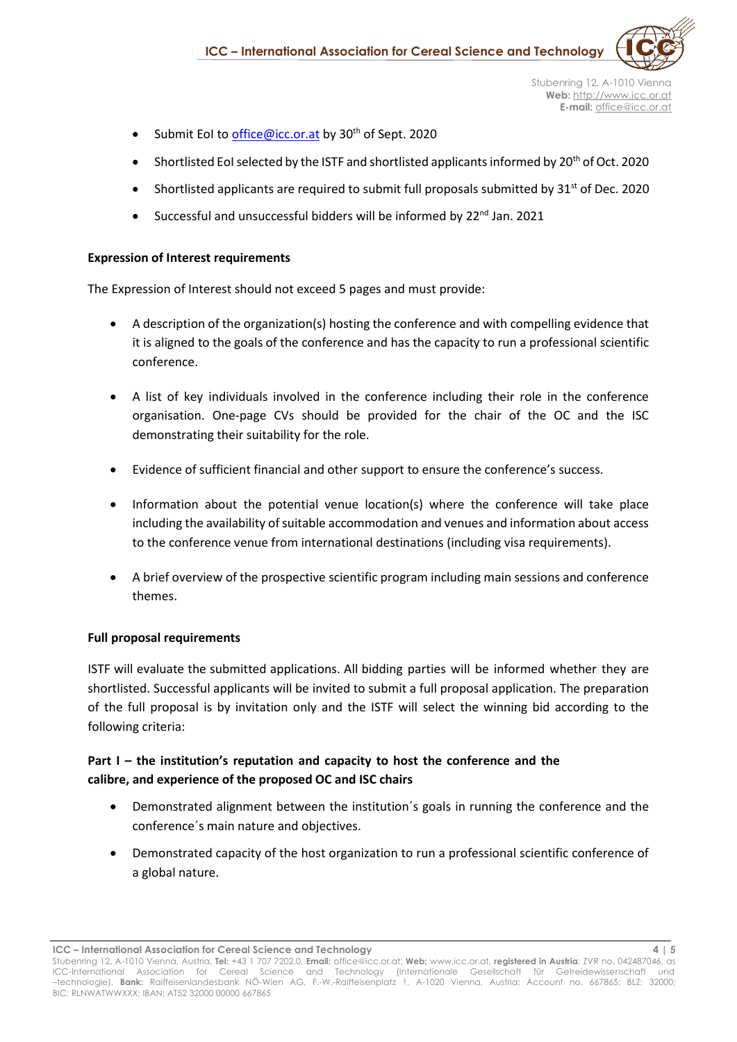- Submit EoI to office@icc.or.at by 30th of Sept. 2020
- Shortlisted EoI selected by the ISTF and shortlisted applicants informed by 20th of Oct. 2020
- Shortlisted applicants are required to submit full proposals submitted by 31st of Dec. 2020
- Successful and unsuccessful bidders will be informed by 22nd Jan. 2021

**Expression of Interest requirements**

The Expression of Interest should not exceed 5 pages and must provide:

- A description of the organization(s) hosting the conference and with compelling evidence that it is aligned to the goals of the conference and has the capacity to run a professional scientific conference.
- A list of key individuals involved in the conference including their role in the conference organisation. One-page CVs should be provided for the chair of the OC and the ISC demonstrating their suitability for the role.
- Evidence of sufficient financial and other support to ensure the conference's success.
- Information about the potential venue location(s) where the conference will take place including the availability of suitable accommodation and venues and information about access to the conference venue from international destinations (including visa requirements).
- A brief overview of the prospective scientific program including main sessions and conference themes.

**Full proposal requirements**

ISTF will evaluate the submitted applications. All bidding parties will be informed whether they are shortlisted. Successful applicants will be invited to submit a full proposal application. The preparation of the full proposal is by invitation only and the ISTF will select the winning bid according to the following criteria:

**Part I – the institution's reputation and capacity to host the conference and the calibre, and experience of the proposed OC and ISC chairs**

- Demonstrated alignment between the institution´s goals in running the conference and the conference´s main nature and objectives.
- Demonstrated capacity of the host organization to run a professional scientific conference of a global nature.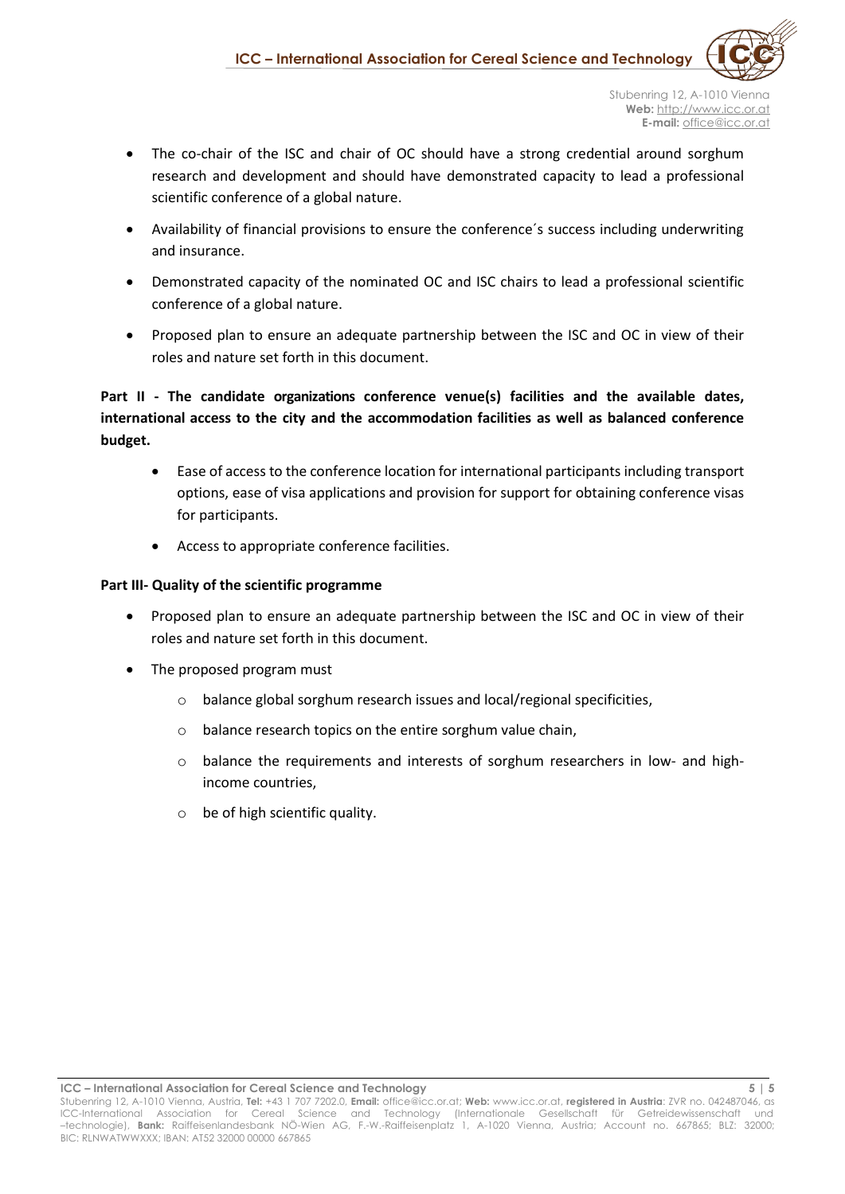- The co-chair of the ISC and chair of OC should have a strong credential around sorghum research and development and should have demonstrated capacity to lead a professional scientific conference of a global nature.
- Availability of financial provisions to ensure the conference´s success including underwriting and insurance.
- Demonstrated capacity of the nominated OC and ISC chairs to lead a professional scientific conference of a global nature.
- Proposed plan to ensure an adequate partnership between the ISC and OC in view of their roles and nature set forth in this document.

**Part II - The candidate organizations conference venue(s) facilities and the available dates, international access to the city and the accommodation facilities as well as balanced conference budget.**

- Ease of access to the conference location for international participants including transport options, ease of visa applications and provision for support for obtaining conference visas for participants.
- Access to appropriate conference facilities.

**Part III- Quality of the scientific programme**

- Proposed plan to ensure an adequate partnership between the ISC and OC in view of their roles and nature set forth in this document.
- The proposed program must
  - balance global sorghum research issues and local/regional specificities,
  - balance research topics on the entire sorghum value chain,
  - balance the requirements and interests of sorghum researchers in low- and high-income countries,
  - be of high scientific quality.